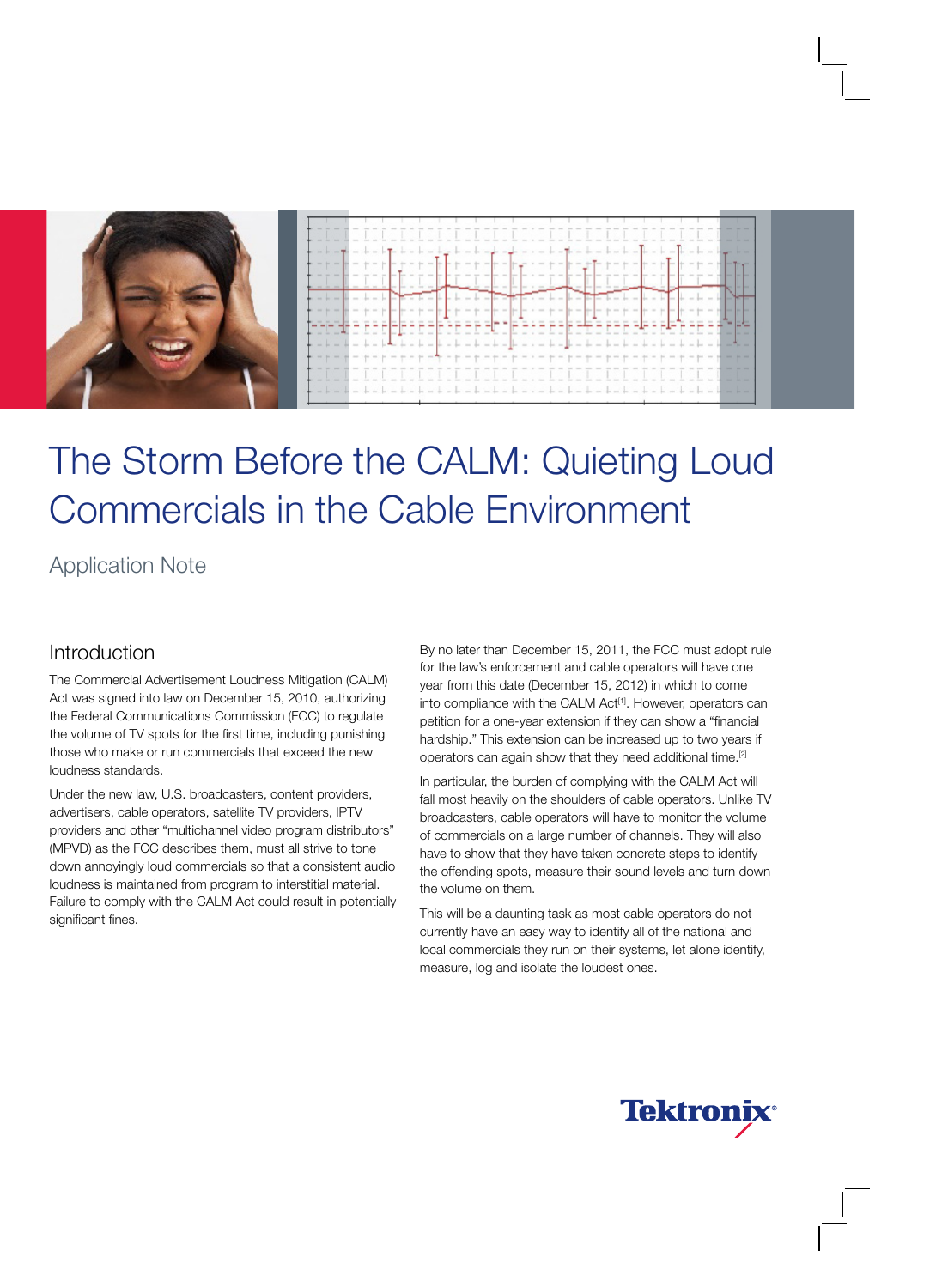# The Storm Before the CALM: Quieting Loud Commercials in the Cable Environment

Application Note

## Introduction

The Commercial Advertisement Loudness Mitigation (CALM) Act was signed into law on December 15, 2010, authorizing the Federal Communications Commission (FCC) to regulate the volume of TV spots for the first time, including punishing those who make or run commercials that exceed the new loudness standards.

Under the new law, U.S. broadcasters, content providers, advertisers, cable operators, satellite TV providers, IPTV providers and other "multichannel video program distributors" (MPVD) as the FCC describes them, must all strive to tone down annoyingly loud commercials so that a consistent audio loudness is maintained from program to interstitial material. Failure to comply with the CALM Act could result in potentially significant fines.

By no later than December 15, 2011, the FCC must adopt rule for the law's enforcement and cable operators will have one year from this date (December 15, 2012) in which to come into compliance with the CALM Act[1]. However, operators can petition for a one-year extension if they can show a "financial hardship." This extension can be increased up to two years if operators can again show that they need additional time.[2]

In particular, the burden of complying with the CALM Act will fall most heavily on the shoulders of cable operators. Unlike TV broadcasters, cable operators will have to monitor the volume of commercials on a large number of channels. They will also have to show that they have taken concrete steps to identify the offending spots, measure their sound levels and turn down the volume on them.

This will be a daunting task as most cable operators do not currently have an easy way to identify all of the national and local commercials they run on their systems, let alone identify, measure, log and isolate the loudest ones.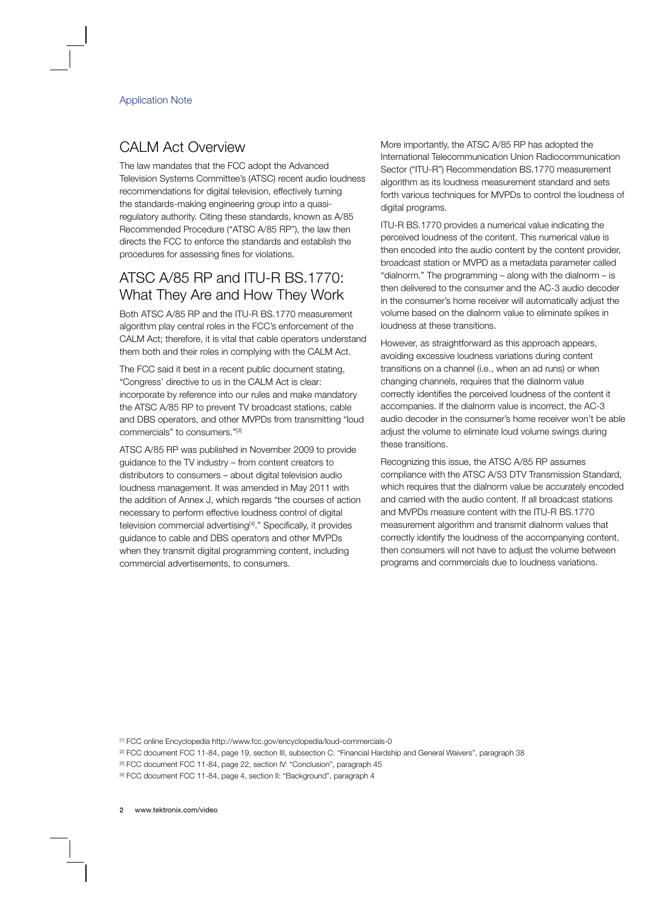## CALM Act Overview

The law mandates that the FCC adopt the Advanced Television Systems Committee's (ATSC) recent audio loudness recommendations for digital television, effectively turning the standards-making engineering group into a quasi-regulatory authority. Citing these standards, known as A/85 Recommended Procedure ("ATSC A/85 RP"), the law then directs the FCC to enforce the standards and establish the procedures for assessing fines for violations.

## ATSC A/85 RP and ITU-R BS.1770: What They Are and How They Work

Both ATSC A/85 RP and the ITU-R BS.1770 measurement algorithm play central roles in the FCC's enforcement of the CALM Act; therefore, it is vital that cable operators understand them both and their roles in complying with the CALM Act.

The FCC said it best in a recent public document stating, "Congress' directive to us in the CALM Act is clear: incorporate by reference into our rules and make mandatory the ATSC A/85 RP to prevent TV broadcast stations, cable and DBS operators, and other MVPDs from transmitting "loud commercials" to consumers."[3]

ATSC A/85 RP was published in November 2009 to provide guidance to the TV industry – from content creators to distributors to consumers – about digital television audio loudness management. It was amended in May 2011 with the addition of Annex J, which regards "the courses of action necessary to perform effective loudness control of digital television commercial advertising[4]." Specifically, it provides guidance to cable and DBS operators and other MVPDs when they transmit digital programming content, including commercial advertisements, to consumers.

More importantly, the ATSC A/85 RP has adopted the International Telecommunication Union Radiocommunication Sector ("ITU-R") Recommendation BS.1770 measurement algorithm as its loudness measurement standard and sets forth various techniques for MVPDs to control the loudness of digital programs.

ITU-R BS.1770 provides a numerical value indicating the perceived loudness of the content. This numerical value is then encoded into the audio content by the content provider, broadcast station or MVPD as a metadata parameter called "dialnorm." The programming – along with the dialnorm – is then delivered to the consumer and the AC-3 audio decoder in the consumer's home receiver will automatically adjust the volume based on the dialnorm value to eliminate spikes in loudness at these transitions.

However, as straightforward as this approach appears, avoiding excessive loudness variations during content transitions on a channel (i.e., when an ad runs) or when changing channels, requires that the dialnorm value correctly identifies the perceived loudness of the content it accompanies. If the dialnorm value is incorrect, the AC-3 audio decoder in the consumer's home receiver won't be able adjust the volume to eliminate loud volume swings during these transitions.

Recognizing this issue, the ATSC A/85 RP assumes compliance with the ATSC A/53 DTV Transmission Standard, which requires that the dialnorm value be accurately encoded and carried with the audio content. If all broadcast stations and MVPDs measure content with the ITU-R BS.1770 measurement algorithm and transmit dialnorm values that correctly identify the loudness of the accompanying content, then consumers will not have to adjust the volume between programs and commercials due to loudness variations.

[1] FCC online Encyclopedia http://www.fcc.gov/encyclopedia/loud-commercials-0

[2] FCC document FCC 11-84, page 19, section III, subsection C: "Financial Hardship and General Waivers", paragraph 38

[3] FCC document FCC 11-84, page 22, section IV: "Conclusion", paragraph 45

[4] FCC document FCC 11-84, page 4, section II: "Background", paragraph 4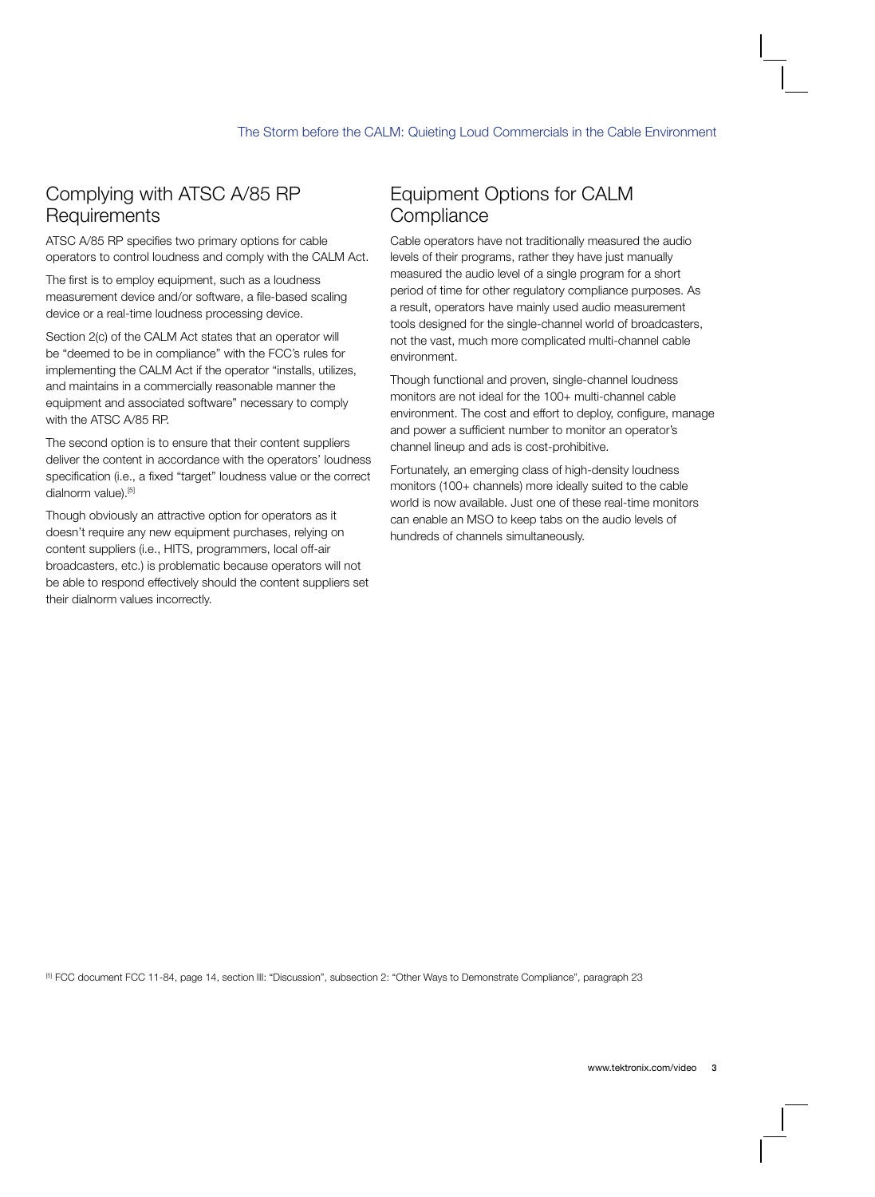## Complying with ATSC A/85 RP Requirements

ATSC A/85 RP specifies two primary options for cable operators to control loudness and comply with the CALM Act.

The first is to employ equipment, such as a loudness measurement device and/or software, a file-based scaling device or a real-time loudness processing device.

Section 2(c) of the CALM Act states that an operator will be "deemed to be in compliance" with the FCC's rules for implementing the CALM Act if the operator "installs, utilizes, and maintains in a commercially reasonable manner the equipment and associated software" necessary to comply with the ATSC A/85 RP.

The second option is to ensure that their content suppliers deliver the content in accordance with the operators' loudness specification (i.e., a fixed "target" loudness value or the correct dialnorm value).[5]

Though obviously an attractive option for operators as it doesn't require any new equipment purchases, relying on content suppliers (i.e., HITS, programmers, local off-air broadcasters, etc.) is problematic because operators will not be able to respond effectively should the content suppliers set their dialnorm values incorrectly.

## Equipment Options for CALM Compliance

Cable operators have not traditionally measured the audio levels of their programs, rather they have just manually measured the audio level of a single program for a short period of time for other regulatory compliance purposes. As a result, operators have mainly used audio measurement tools designed for the single-channel world of broadcasters, not the vast, much more complicated multi-channel cable environment.

Though functional and proven, single-channel loudness monitors are not ideal for the 100+ multi-channel cable environment. The cost and effort to deploy, configure, manage and power a sufficient number to monitor an operator's channel lineup and ads is cost-prohibitive.

Fortunately, an emerging class of high-density loudness monitors (100+ channels) more ideally suited to the cable world is now available. Just one of these real-time monitors can enable an MSO to keep tabs on the audio levels of hundreds of channels simultaneously.

[5] FCC document FCC 11-84, page 14, section III: "Discussion", subsection 2: "Other Ways to Demonstrate Compliance", paragraph 23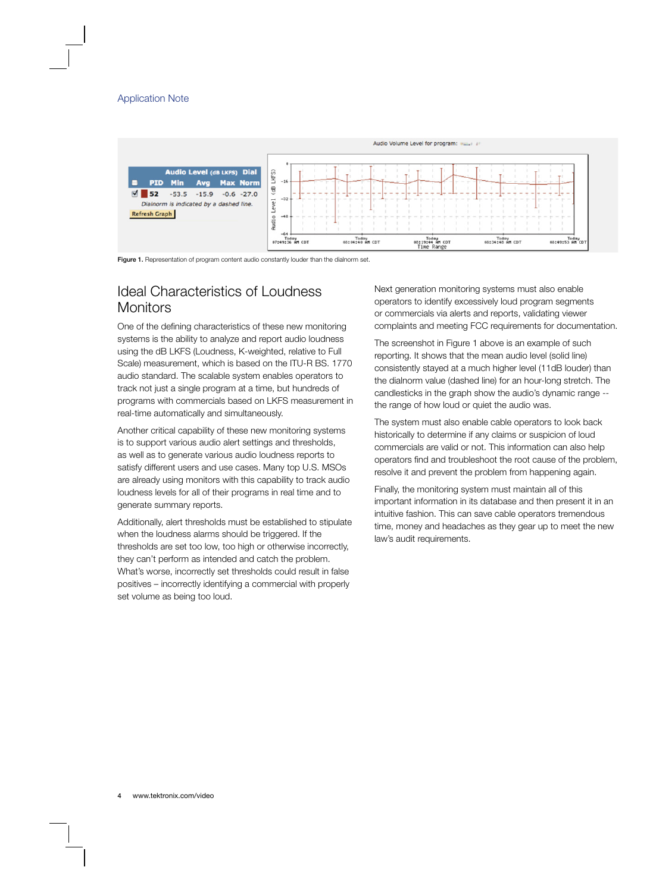Audio Volume Level for program:

| Audio Level (dB LKFS) | | | | | Dial |
|---|---|---|---|---|---|
| | PID | Min | Avg | Max | Norm |
| ☑ | 52 | -53.5 | -15.9 | -0.6 | -27.0 |

*Dialnorm is indicated by a dashed line.*

Refresh Graph

**Figure 1.** Representation of program content audio constantly louder than the dialnorm set.

## Ideal Characteristics of Loudness Monitors

One of the defining characteristics of these new monitoring systems is the ability to analyze and report audio loudness using the dB LKFS (Loudness, K-weighted, relative to Full Scale) measurement, which is based on the ITU-R BS. 1770 audio standard. The scalable system enables operators to track not just a single program at a time, but hundreds of programs with commercials based on LKFS measurement in real-time automatically and simultaneously.

Another critical capability of these new monitoring systems is to support various audio alert settings and thresholds, as well as to generate various audio loudness reports to satisfy different users and use cases. Many top U.S. MSOs are already using monitors with this capability to track audio loudness levels for all of their programs in real time and to generate summary reports.

Additionally, alert thresholds must be established to stipulate when the loudness alarms should be triggered. If the thresholds are set too low, too high or otherwise incorrectly, they can't perform as intended and catch the problem. What's worse, incorrectly set thresholds could result in false positives – incorrectly identifying a commercial with properly set volume as being too loud.

Next generation monitoring systems must also enable operators to identify excessively loud program segments or commercials via alerts and reports, validating viewer complaints and meeting FCC requirements for documentation.

The screenshot in Figure 1 above is an example of such reporting. It shows that the mean audio level (solid line) consistently stayed at a much higher level (11dB louder) than the dialnorm value (dashed line) for an hour-long stretch. The candlesticks in the graph show the audio's dynamic range -- the range of how loud or quiet the audio was.

The system must also enable cable operators to look back historically to determine if any claims or suspicion of loud commercials are valid or not. This information can also help operators find and troubleshoot the root cause of the problem, resolve it and prevent the problem from happening again.

Finally, the monitoring system must maintain all of this important information in its database and then present it in an intuitive fashion. This can save cable operators tremendous time, money and headaches as they gear up to meet the new law's audit requirements.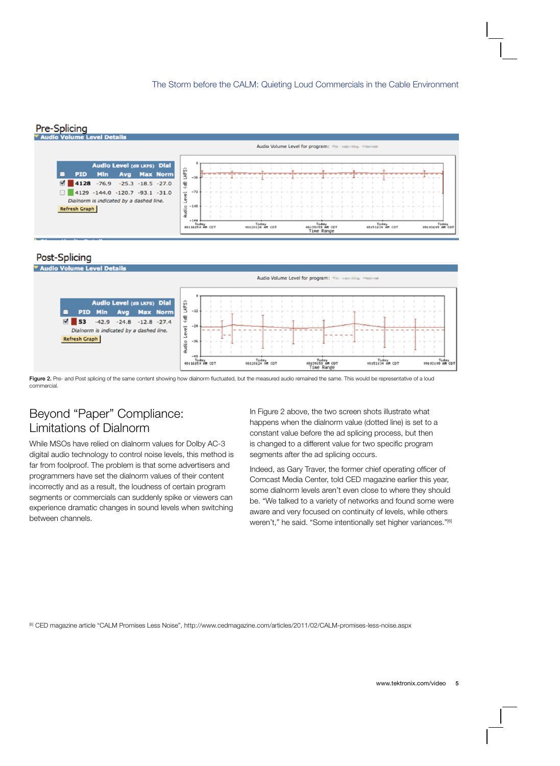## Pre-Splicing

**Audio Volume Level Details**

| | PID | Min | Avg | Max | Norm |
|---|---|---|---|---|---|
| ☑ | 4128 | -76.9 | -25.3 | -18.5 | -27.0 |
| ☐ | 4129 | -144.0 | -120.7 | -93.1 | -31.0 |

Dialnorm is indicated by a dashed line.

## Post-Splicing

**Audio Volume Level Details**

| | PID | Min | Avg | Max | Norm |
|---|---|---|---|---|---|
| ☑ | 53 | -42.9 | -24.8 | -12.8 | -27.4 |

Dialnorm is indicated by a dashed line.

**Figure 2.** Pre- and Post splicing of the same content showing how dialnorm fluctuated, but the measured audio remained the same. This would be representative of a loud commercial.

## Beyond "Paper" Compliance: Limitations of Dialnorm

While MSOs have relied on dialnorm values for Dolby AC-3 digital audio technology to control noise levels, this method is far from foolproof. The problem is that some advertisers and programmers have set the dialnorm values of their content incorrectly and as a result, the loudness of certain program segments or commercials can suddenly spike or viewers can experience dramatic changes in sound levels when switching between channels.

In Figure 2 above, the two screen shots illustrate what happens when the dialnorm value (dotted line) is set to a constant value before the ad splicing process, but then is changed to a different value for two specific program segments after the ad splicing occurs.

Indeed, as Gary Traver, the former chief operating officer of Comcast Media Center, told CED magazine earlier this year, some dialnorm levels aren't even close to where they should be. "We talked to a variety of networks and found some were aware and very focused on continuity of levels, while others weren't," he said. "Some intentionally set higher variances."[6]

[6] CED magazine article "CALM Promises Less Noise", http://www.cedmagazine.com/articles/2011/02/CALM-promises-less-noise.aspx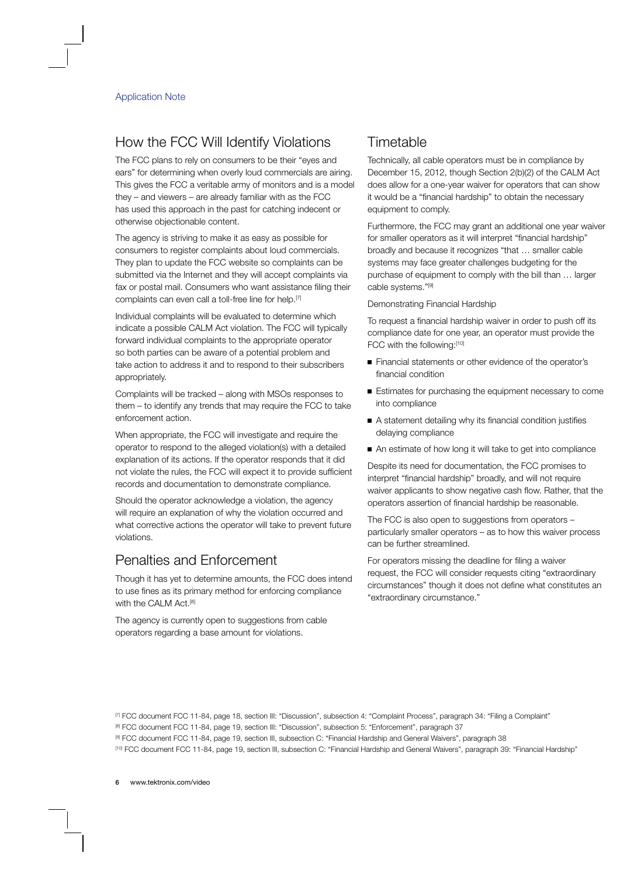## How the FCC Will Identify Violations

The FCC plans to rely on consumers to be their "eyes and ears" for determining when overly loud commercials are airing. This gives the FCC a veritable army of monitors and is a model they – and viewers – are already familiar with as the FCC has used this approach in the past for catching indecent or otherwise objectionable content.

The agency is striving to make it as easy as possible for consumers to register complaints about loud commercials. They plan to update the FCC website so complaints can be submitted via the Internet and they will accept complaints via fax or postal mail. Consumers who want assistance filing their complaints can even call a toll-free line for help.[7]

Individual complaints will be evaluated to determine which indicate a possible CALM Act violation. The FCC will typically forward individual complaints to the appropriate operator so both parties can be aware of a potential problem and take action to address it and to respond to their subscribers appropriately.

Complaints will be tracked – along with MSOs responses to them – to identify any trends that may require the FCC to take enforcement action.

When appropriate, the FCC will investigate and require the operator to respond to the alleged violation(s) with a detailed explanation of its actions. If the operator responds that it did not violate the rules, the FCC will expect it to provide sufficient records and documentation to demonstrate compliance.

Should the operator acknowledge a violation, the agency will require an explanation of why the violation occurred and what corrective actions the operator will take to prevent future violations.

## Penalties and Enforcement

Though it has yet to determine amounts, the FCC does intend to use fines as its primary method for enforcing compliance with the CALM Act.[8]

The agency is currently open to suggestions from cable operators regarding a base amount for violations.

## Timetable

Technically, all cable operators must be in compliance by December 15, 2012, though Section 2(b)(2) of the CALM Act does allow for a one-year waiver for operators that can show it would be a "financial hardship" to obtain the necessary equipment to comply.

Furthermore, the FCC may grant an additional one year waiver for smaller operators as it will interpret "financial hardship" broadly and because it recognizes "that … smaller cable systems may face greater challenges budgeting for the purchase of equipment to comply with the bill than … larger cable systems."[9]

Demonstrating Financial Hardship

To request a financial hardship waiver in order to push off its compliance date for one year, an operator must provide the FCC with the following:[10]

- Financial statements or other evidence of the operator's financial condition
- Estimates for purchasing the equipment necessary to come into compliance
- A statement detailing why its financial condition justifies delaying compliance
- An estimate of how long it will take to get into compliance

Despite its need for documentation, the FCC promises to interpret "financial hardship" broadly, and will not require waiver applicants to show negative cash flow. Rather, that the operators assertion of financial hardship be reasonable.

The FCC is also open to suggestions from operators – particularly smaller operators – as to how this waiver process can be further streamlined.

For operators missing the deadline for filing a waiver request, the FCC will consider requests citing "extraordinary circumstances" though it does not define what constitutes an "extraordinary circumstance."

[7] FCC document FCC 11-84, page 18, section III: "Discussion", subsection 4: "Complaint Process", paragraph 34: "Filing a Complaint"

[8] FCC document FCC 11-84, page 19, section III: "Discussion", subsection 5: "Enforcement", paragraph 37

[9] FCC document FCC 11-84, page 19, section III, subsection C: "Financial Hardship and General Waivers", paragraph 38

[10] FCC document FCC 11-84, page 19, section III, subsection C: "Financial Hardship and General Waivers", paragraph 39: "Financial Hardship"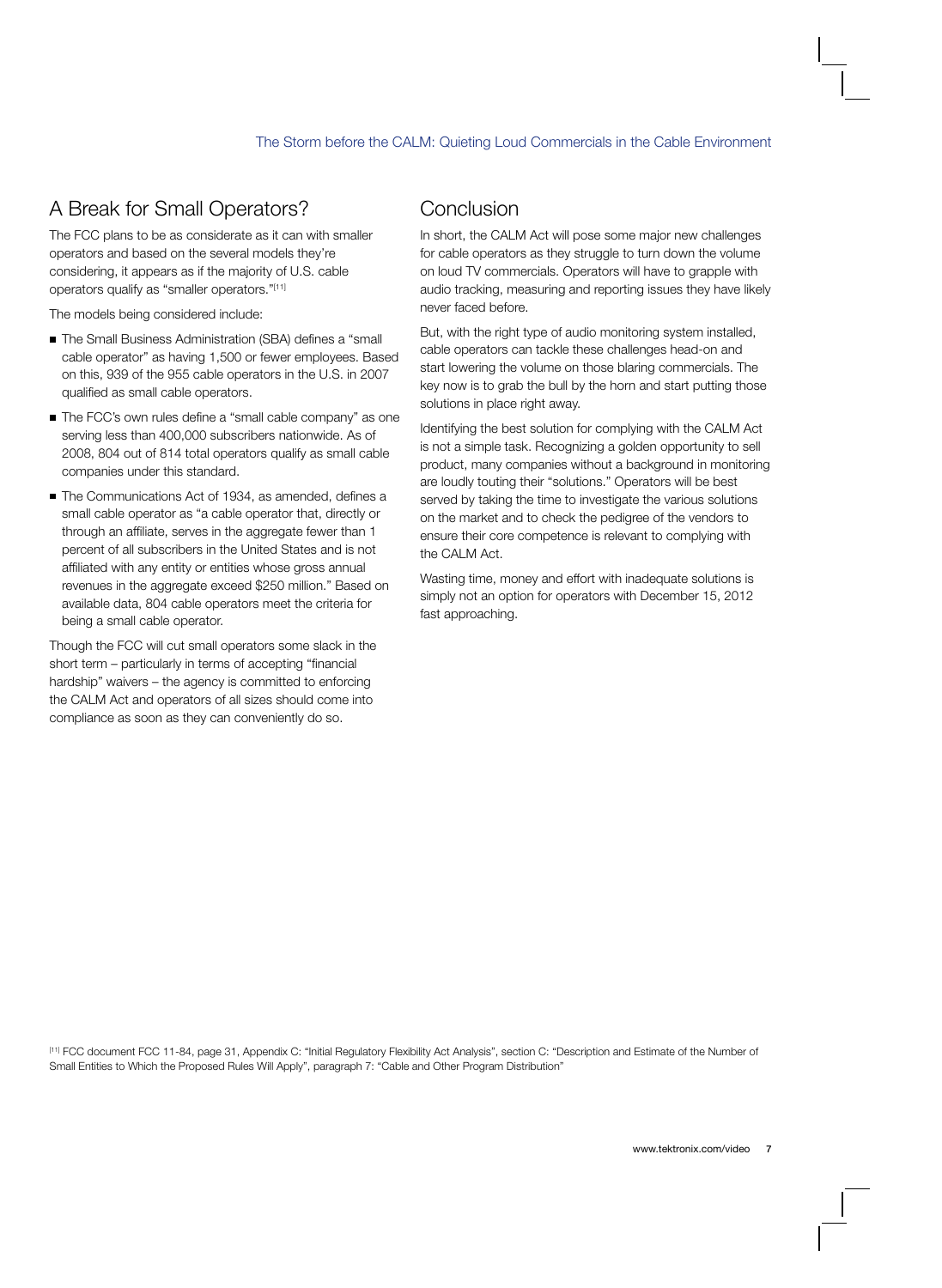## A Break for Small Operators?

The FCC plans to be as considerate as it can with smaller operators and based on the several models they're considering, it appears as if the majority of U.S. cable operators qualify as "smaller operators."[11]

The models being considered include:

- The Small Business Administration (SBA) defines a "small cable operator" as having 1,500 or fewer employees. Based on this, 939 of the 955 cable operators in the U.S. in 2007 qualified as small cable operators.
- The FCC's own rules define a "small cable company" as one serving less than 400,000 subscribers nationwide. As of 2008, 804 out of 814 total operators qualify as small cable companies under this standard.
- The Communications Act of 1934, as amended, defines a small cable operator as "a cable operator that, directly or through an affiliate, serves in the aggregate fewer than 1 percent of all subscribers in the United States and is not affiliated with any entity or entities whose gross annual revenues in the aggregate exceed $250 million." Based on available data, 804 cable operators meet the criteria for being a small cable operator.

Though the FCC will cut small operators some slack in the short term – particularly in terms of accepting "financial hardship" waivers – the agency is committed to enforcing the CALM Act and operators of all sizes should come into compliance as soon as they can conveniently do so.

## Conclusion

In short, the CALM Act will pose some major new challenges for cable operators as they struggle to turn down the volume on loud TV commercials. Operators will have to grapple with audio tracking, measuring and reporting issues they have likely never faced before.

But, with the right type of audio monitoring system installed, cable operators can tackle these challenges head-on and start lowering the volume on those blaring commercials. The key now is to grab the bull by the horn and start putting those solutions in place right away.

Identifying the best solution for complying with the CALM Act is not a simple task. Recognizing a golden opportunity to sell product, many companies without a background in monitoring are loudly touting their "solutions." Operators will be best served by taking the time to investigate the various solutions on the market and to check the pedigree of the vendors to ensure their core competence is relevant to complying with the CALM Act.

Wasting time, money and effort with inadequate solutions is simply not an option for operators with December 15, 2012 fast approaching.

[11] FCC document FCC 11-84, page 31, Appendix C: "Initial Regulatory Flexibility Act Analysis", section C: "Description and Estimate of the Number of Small Entities to Which the Proposed Rules Will Apply", paragraph 7: "Cable and Other Program Distribution"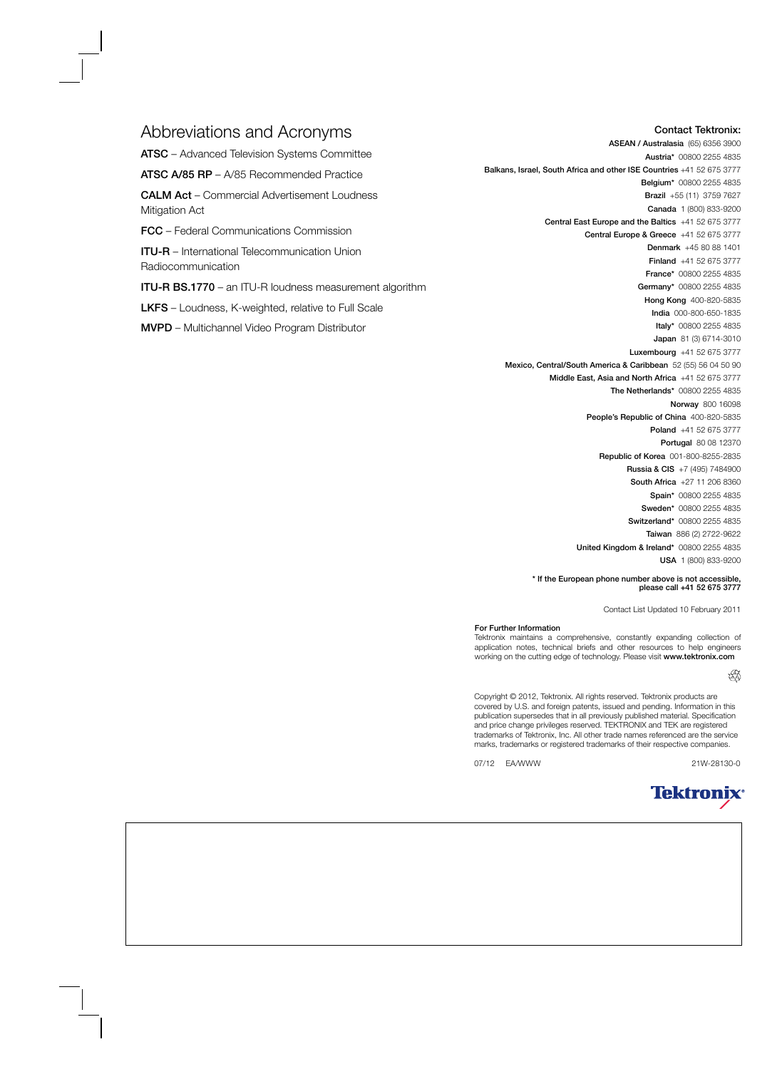# Abbreviations and Acronyms

**ATSC** – Advanced Television Systems Committee

**ATSC A/85 RP** – A/85 Recommended Practice

**CALM Act** – Commercial Advertisement Loudness Mitigation Act

**FCC** – Federal Communications Commission

**ITU-R** – International Telecommunication Union Radiocommunication

**ITU-R BS.1770** – an ITU-R loudness measurement algorithm

**LKFS** – Loudness, K-weighted, relative to Full Scale

**MVPD** – Multichannel Video Program Distributor

**Contact Tektronix:**

**ASEAN / Australasia** (65) 6356 3900
**Austria*** 00800 2255 4835
**Balkans, Israel, South Africa and other ISE Countries** +41 52 675 3777
**Belgium*** 00800 2255 4835
**Brazil** +55 (11) 3759 7627
**Canada** 1 (800) 833-9200
**Central East Europe and the Baltics** +41 52 675 3777
**Central Europe & Greece** +41 52 675 3777
**Denmark** +45 80 88 1401
**Finland** +41 52 675 3777
**France*** 00800 2255 4835
**Germany*** 00800 2255 4835
**Hong Kong** 400-820-5835
**India** 000-800-650-1835
**Italy*** 00800 2255 4835
**Japan** 81 (3) 6714-3010
**Luxembourg** +41 52 675 3777
**Mexico, Central/South America & Caribbean** 52 (55) 56 04 50 90
**Middle East, Asia and North Africa** +41 52 675 3777
**The Netherlands*** 00800 2255 4835
**Norway** 800 16098
**People's Republic of China** 400-820-5835
**Poland** +41 52 675 3777
**Portugal** 80 08 12370
**Republic of Korea** 001-800-8255-2835
**Russia & CIS** +7 (495) 7484900
**South Africa** +27 11 206 8360
**Spain*** 00800 2255 4835
**Sweden*** 00800 2255 4835
**Switzerland*** 00800 2255 4835
**Taiwan** 886 (2) 2722-9622
**United Kingdom & Ireland*** 00800 2255 4835
**USA** 1 (800) 833-9200

**\* If the European phone number above is not accessible, please call +41 52 675 3777**

Contact List Updated 10 February 2011

**For Further Information**
Tektronix maintains a comprehensive, constantly expanding collection of application notes, technical briefs and other resources to help engineers working on the cutting edge of technology. Please visit **www.tektronix.com**

Copyright © 2012, Tektronix. All rights reserved. Tektronix products are covered by U.S. and foreign patents, issued and pending. Information in this publication supersedes that in all previously published material. Specification and price change privileges reserved. TEKTRONIX and TEK are registered trademarks of Tektronix, Inc. All other trade names referenced are the service marks, trademarks or registered trademarks of their respective companies.

07/12 EA/WWW 21W-28130-0

Tektronix